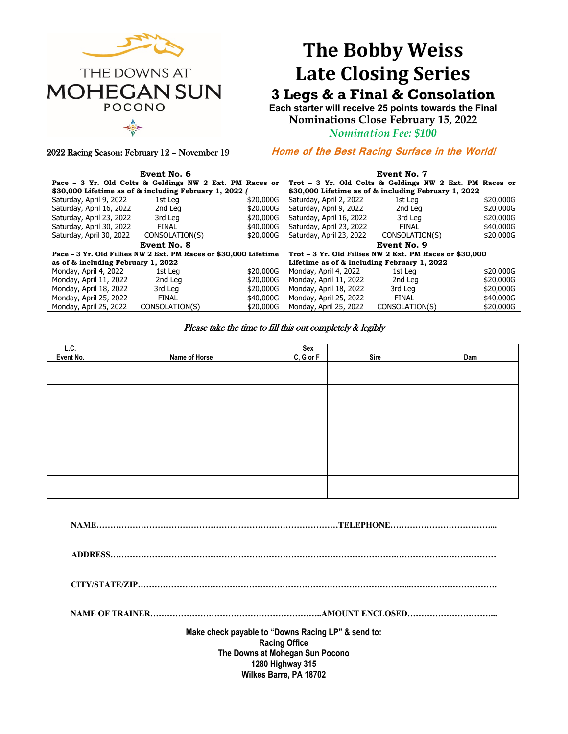THE DOWNS AT
MOHEGAN SUN
POCONO

# The Bobby Weiss Late Closing Series

## 3 Legs & a Final & Consolation

**Each starter will receive 25 points towards the Final**

**Nominations Close February 15, 2022**

*Nomination Fee: $100*

2022 Racing Season: February 12 – November 19

***Home of the Best Racing Surface in the World!***

| **Event No. 6** | | |
|---|---|---|
| **Pace – 3 Yr. Old Colts & Geldings NW 2 Ext. PM Races or $30,000 Lifetime as of & including February 1, 2022 (** | | |
| Saturday, April 9, 2022 | 1st Leg | $20,000G |
| Saturday, April 16, 2022 | 2nd Leg | $20,000G |
| Saturday, April 23, 2022 | 3rd Leg | $20,000G |
| Saturday, April 30, 2022 | FINAL | $40,000G |
| Saturday, April 30, 2022 | CONSOLATION(S) | $20,000G |

| **Event No. 7** | | |
|---|---|---|
| **Trot – 3 Yr. Old Colts & Geldings NW 2 Ext. PM Races or $30,000 Lifetime as of & including February 1, 2022** | | |
| Saturday, April 2, 2022 | 1st Leg | $20,000G |
| Saturday, April 9, 2022 | 2nd Leg | $20,000G |
| Saturday, April 16, 2022 | 3rd Leg | $20,000G |
| Saturday, April 23, 2022 | FINAL | $40,000G |
| Saturday, April 23, 2022 | CONSOLATION(S) | $20,000G |

| **Event No. 8** | | |
|---|---|---|
| **Pace – 3 Yr. Old Fillies NW 2 Ext. PM Races or $30,000 Lifetime as of & including February 1, 2022** | | |
| Monday, April 4, 2022 | 1st Leg | $20,000G |
| Monday, April 11, 2022 | 2nd Leg | $20,000G |
| Monday, April 18, 2022 | 3rd Leg | $20,000G |
| Monday, April 25, 2022 | FINAL | $40,000G |
| Monday, April 25, 2022 | CONSOLATION(S) | $20,000G |

| **Event No. 9** | | |
|---|---|---|
| **Trot – 3 Yr. Old Fillies NW 2 Ext. PM Races or $30,000 Lifetime as of & including February 1, 2022** | | |
| Monday, April 4, 2022 | 1st Leg | $20,000G |
| Monday, April 11, 2022 | 2nd Leg | $20,000G |
| Monday, April 18, 2022 | 3rd Leg | $20,000G |
| Monday, April 25, 2022 | FINAL | $40,000G |
| Monday, April 25, 2022 | CONSOLATION(S) | $20,000G |

*Please take the time to fill this out completely & legibly*

| L.C. Event No. | Name of Horse | Sex C, G or F | Sire | Dam |
|---|---|---|---|---|
| | | | | |
| | | | | |
| | | | | |
| | | | | |
| | | | | |
| | | | | |

**NAME**……………………………………………………………………………**TELEPHONE**………………………………...

**ADDRESS**………………………………………………………………………………………………………………………

**CITY/STATE/ZIP**……………………………………………………………………………………………………………….

**NAME OF TRAINER**……………………………………………………..**AMOUNT ENCLOSED**…………………………...

**Make check payable to "Downs Racing LP" & send to:**
**Racing Office**
**The Downs at Mohegan Sun Pocono**
**1280 Highway 315**
**Wilkes Barre, PA 18702**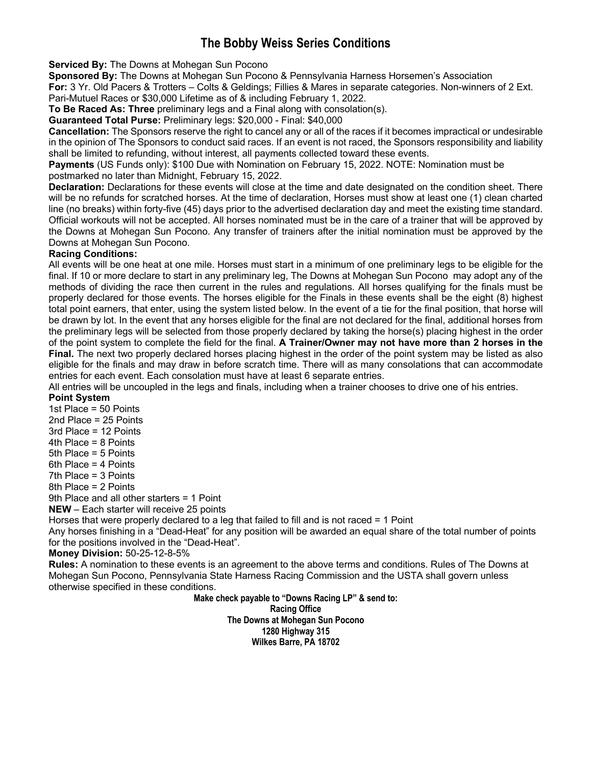# The Bobby Weiss Series Conditions

**Serviced By:** The Downs at Mohegan Sun Pocono

**Sponsored By:** The Downs at Mohegan Sun Pocono & Pennsylvania Harness Horsemen's Association

**For:** 3 Yr. Old Pacers & Trotters – Colts & Geldings; Fillies & Mares in separate categories. Non-winners of 2 Ext. Pari-Mutuel Races or $30,000 Lifetime as of & including February 1, 2022.

**To Be Raced As: Three** preliminary legs and a Final along with consolation(s).

**Guaranteed Total Purse:** Preliminary legs: $20,000 - Final: $40,000

**Cancellation:** The Sponsors reserve the right to cancel any or all of the races if it becomes impractical or undesirable in the opinion of The Sponsors to conduct said races. If an event is not raced, the Sponsors responsibility and liability shall be limited to refunding, without interest, all payments collected toward these events.

**Payments** (US Funds only): $100 Due with Nomination on February 15, 2022. NOTE: Nomination must be postmarked no later than Midnight, February 15, 2022.

**Declaration:** Declarations for these events will close at the time and date designated on the condition sheet. There will be no refunds for scratched horses. At the time of declaration, Horses must show at least one (1) clean charted line (no breaks) within forty-five (45) days prior to the advertised declaration day and meet the existing time standard. Official workouts will not be accepted. All horses nominated must be in the care of a trainer that will be approved by the Downs at Mohegan Sun Pocono. Any transfer of trainers after the initial nomination must be approved by the Downs at Mohegan Sun Pocono.

**Racing Conditions:**

All events will be one heat at one mile. Horses must start in a minimum of one preliminary legs to be eligible for the final. If 10 or more declare to start in any preliminary leg, The Downs at Mohegan Sun Pocono may adopt any of the methods of dividing the race then current in the rules and regulations. All horses qualifying for the finals must be properly declared for those events. The horses eligible for the Finals in these events shall be the eight (8) highest total point earners, that enter, using the system listed below. In the event of a tie for the final position, that horse will be drawn by lot. In the event that any horses eligible for the final are not declared for the final, additional horses from the preliminary legs will be selected from those properly declared by taking the horse(s) placing highest in the order of the point system to complete the field for the final. **A Trainer/Owner may not have more than 2 horses in the Final.** The next two properly declared horses placing highest in the order of the point system may be listed as also eligible for the finals and may draw in before scratch time. There will as many consolations that can accommodate entries for each event. Each consolation must have at least 6 separate entries.

All entries will be uncoupled in the legs and finals, including when a trainer chooses to drive one of his entries.

**Point System**

1st Place = 50 Points
2nd Place = 25 Points
3rd Place = 12 Points
4th Place = 8 Points
5th Place = 5 Points
6th Place = 4 Points
7th Place = 3 Points
8th Place = 2 Points
9th Place and all other starters = 1 Point

**NEW** – Each starter will receive 25 points

Horses that were properly declared to a leg that failed to fill and is not raced = 1 Point

Any horses finishing in a "Dead-Heat" for any position will be awarded an equal share of the total number of points for the positions involved in the "Dead-Heat".

**Money Division:** 50-25-12-8-5%

**Rules:** A nomination to these events is an agreement to the above terms and conditions. Rules of The Downs at Mohegan Sun Pocono, Pennsylvania State Harness Racing Commission and the USTA shall govern unless otherwise specified in these conditions.

**Make check payable to "Downs Racing LP" & send to:**
**Racing Office**
**The Downs at Mohegan Sun Pocono**
**1280 Highway 315**
**Wilkes Barre, PA 18702**